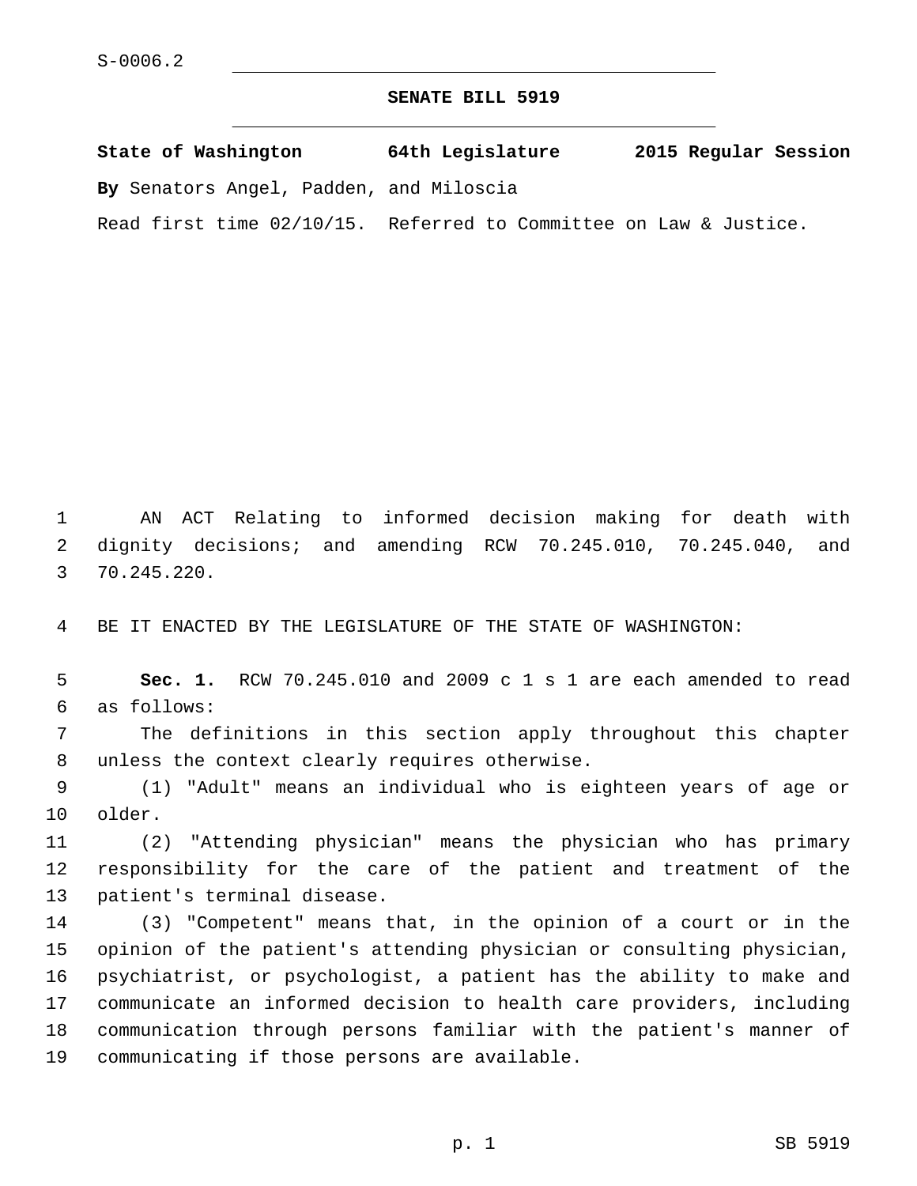S-0006.2

# SENATE BILL 5919

**State of Washington 64th Legislature 2015 Regular Session**

**By** Senators Angel, Padden, and Miloscia

Read first time 02/10/15. Referred to Committee on Law & Justice.

AN ACT Relating to informed decision making for death with dignity decisions; and amending RCW 70.245.010, 70.245.040, and 70.245.220.

BE IT ENACTED BY THE LEGISLATURE OF THE STATE OF WASHINGTON:

**Sec. 1.** RCW 70.245.010 and 2009 c 1 s 1 are each amended to read as follows:

The definitions in this section apply throughout this chapter unless the context clearly requires otherwise.

(1) "Adult" means an individual who is eighteen years of age or older.

(2) "Attending physician" means the physician who has primary responsibility for the care of the patient and treatment of the patient's terminal disease.

(3) "Competent" means that, in the opinion of a court or in the opinion of the patient's attending physician or consulting physician, psychiatrist, or psychologist, a patient has the ability to make and communicate an informed decision to health care providers, including communication through persons familiar with the patient's manner of communicating if those persons are available.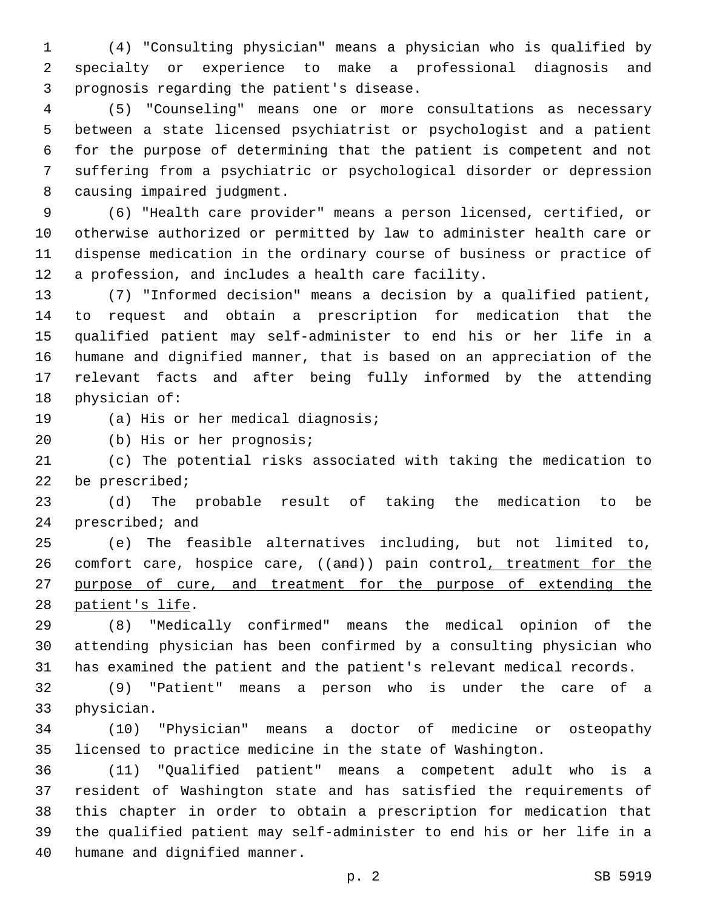(4) "Consulting physician" means a physician who is qualified by specialty or experience to make a professional diagnosis and prognosis regarding the patient's disease.

(5) "Counseling" means one or more consultations as necessary between a state licensed psychiatrist or psychologist and a patient for the purpose of determining that the patient is competent and not suffering from a psychiatric or psychological disorder or depression causing impaired judgment.

(6) "Health care provider" means a person licensed, certified, or otherwise authorized or permitted by law to administer health care or dispense medication in the ordinary course of business or practice of a profession, and includes a health care facility.

(7) "Informed decision" means a decision by a qualified patient, to request and obtain a prescription for medication that the qualified patient may self-administer to end his or her life in a humane and dignified manner, that is based on an appreciation of the relevant facts and after being fully informed by the attending physician of:

(a) His or her medical diagnosis;

(b) His or her prognosis;

(c) The potential risks associated with taking the medication to be prescribed;

(d) The probable result of taking the medication to be prescribed; and

(e) The feasible alternatives including, but not limited to, comfort care, hospice care, ((~~and~~)) pain control<u>, treatment for the purpose of cure, and treatment for the purpose of extending the patient's life</u>.

(8) "Medically confirmed" means the medical opinion of the attending physician has been confirmed by a consulting physician who has examined the patient and the patient's relevant medical records.

(9) "Patient" means a person who is under the care of a physician.

(10) "Physician" means a doctor of medicine or osteopathy licensed to practice medicine in the state of Washington.

(11) "Qualified patient" means a competent adult who is a resident of Washington state and has satisfied the requirements of this chapter in order to obtain a prescription for medication that the qualified patient may self-administer to end his or her life in a humane and dignified manner.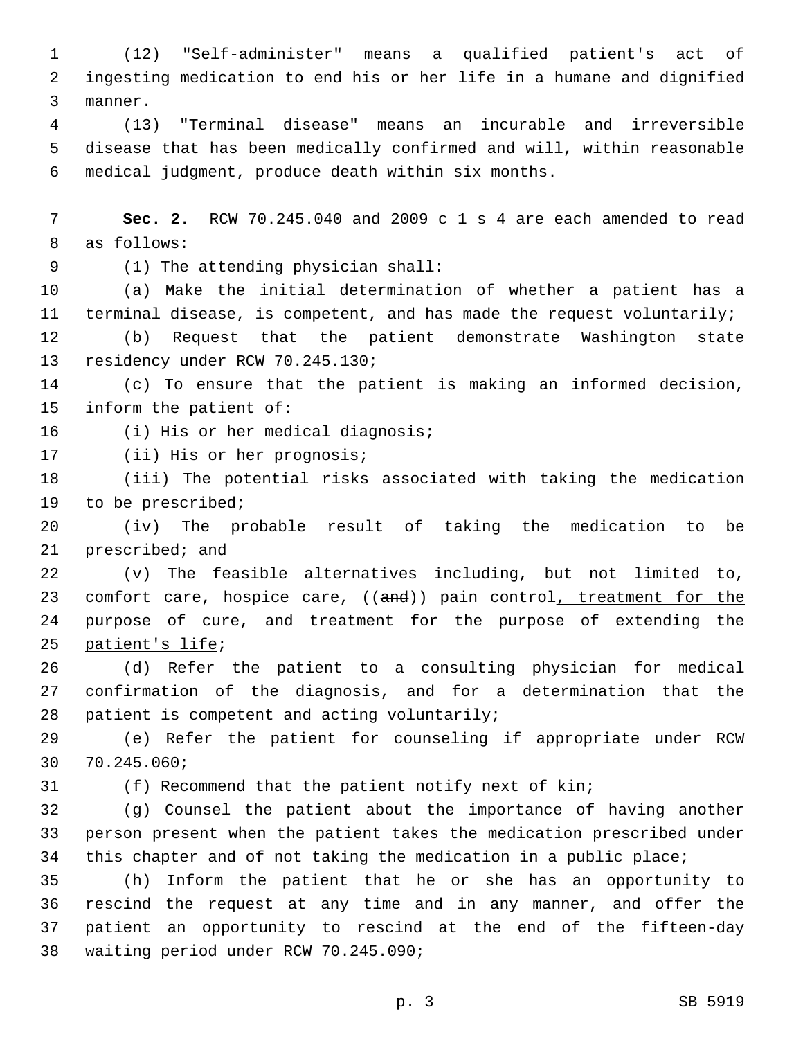(12) "Self-administer" means a qualified patient's act of ingesting medication to end his or her life in a humane and dignified manner.

(13) "Terminal disease" means an incurable and irreversible disease that has been medically confirmed and will, within reasonable medical judgment, produce death within six months.

**Sec. 2.** RCW 70.245.040 and 2009 c 1 s 4 are each amended to read as follows:

(1) The attending physician shall:

(a) Make the initial determination of whether a patient has a terminal disease, is competent, and has made the request voluntarily;

(b) Request that the patient demonstrate Washington state residency under RCW 70.245.130;

(c) To ensure that the patient is making an informed decision, inform the patient of:

(i) His or her medical diagnosis;

(ii) His or her prognosis;

(iii) The potential risks associated with taking the medication to be prescribed;

(iv) The probable result of taking the medication to be prescribed; and

(v) The feasible alternatives including, but not limited to, comfort care, hospice care, ((~~and~~)) pain control<u>, treatment for the purpose of cure, and treatment for the purpose of extending the patient's life</u>;

(d) Refer the patient to a consulting physician for medical confirmation of the diagnosis, and for a determination that the patient is competent and acting voluntarily;

(e) Refer the patient for counseling if appropriate under RCW 70.245.060;

(f) Recommend that the patient notify next of kin;

(g) Counsel the patient about the importance of having another person present when the patient takes the medication prescribed under this chapter and of not taking the medication in a public place;

(h) Inform the patient that he or she has an opportunity to rescind the request at any time and in any manner, and offer the patient an opportunity to rescind at the end of the fifteen-day waiting period under RCW 70.245.090;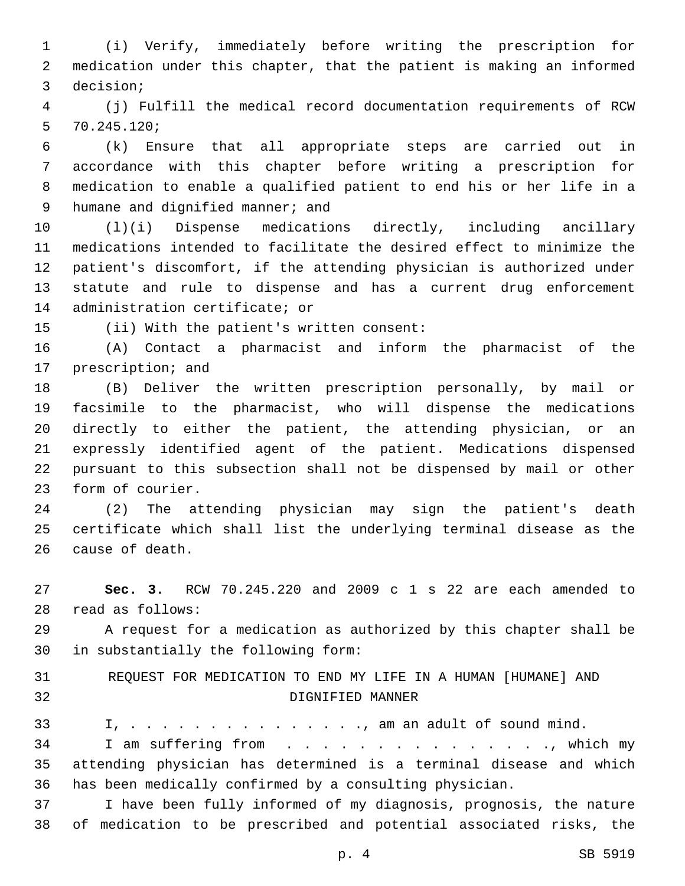(i) Verify, immediately before writing the prescription for medication under this chapter, that the patient is making an informed decision;

(j) Fulfill the medical record documentation requirements of RCW 70.245.120;

(k) Ensure that all appropriate steps are carried out in accordance with this chapter before writing a prescription for medication to enable a qualified patient to end his or her life in a humane and dignified manner; and

(l)(i) Dispense medications directly, including ancillary medications intended to facilitate the desired effect to minimize the patient's discomfort, if the attending physician is authorized under statute and rule to dispense and has a current drug enforcement administration certificate; or

(ii) With the patient's written consent:

(A) Contact a pharmacist and inform the pharmacist of the prescription; and

(B) Deliver the written prescription personally, by mail or facsimile to the pharmacist, who will dispense the medications directly to either the patient, the attending physician, or an expressly identified agent of the patient. Medications dispensed pursuant to this subsection shall not be dispensed by mail or other form of courier.

(2) The attending physician may sign the patient's death certificate which shall list the underlying terminal disease as the cause of death.

**Sec. 3.** RCW 70.245.220 and 2009 c 1 s 22 are each amended to read as follows:

A request for a medication as authorized by this chapter shall be in substantially the following form:

REQUEST FOR MEDICATION TO END MY LIFE IN A HUMAN [HUMANE] AND DIGNIFIED MANNER

I, . . . . . . . . . . . . . . . ., am an adult of sound mind.

I am suffering from . . . . . . . . . . . . . . . ., which my attending physician has determined is a terminal disease and which has been medically confirmed by a consulting physician.

I have been fully informed of my diagnosis, prognosis, the nature of medication to be prescribed and potential associated risks, the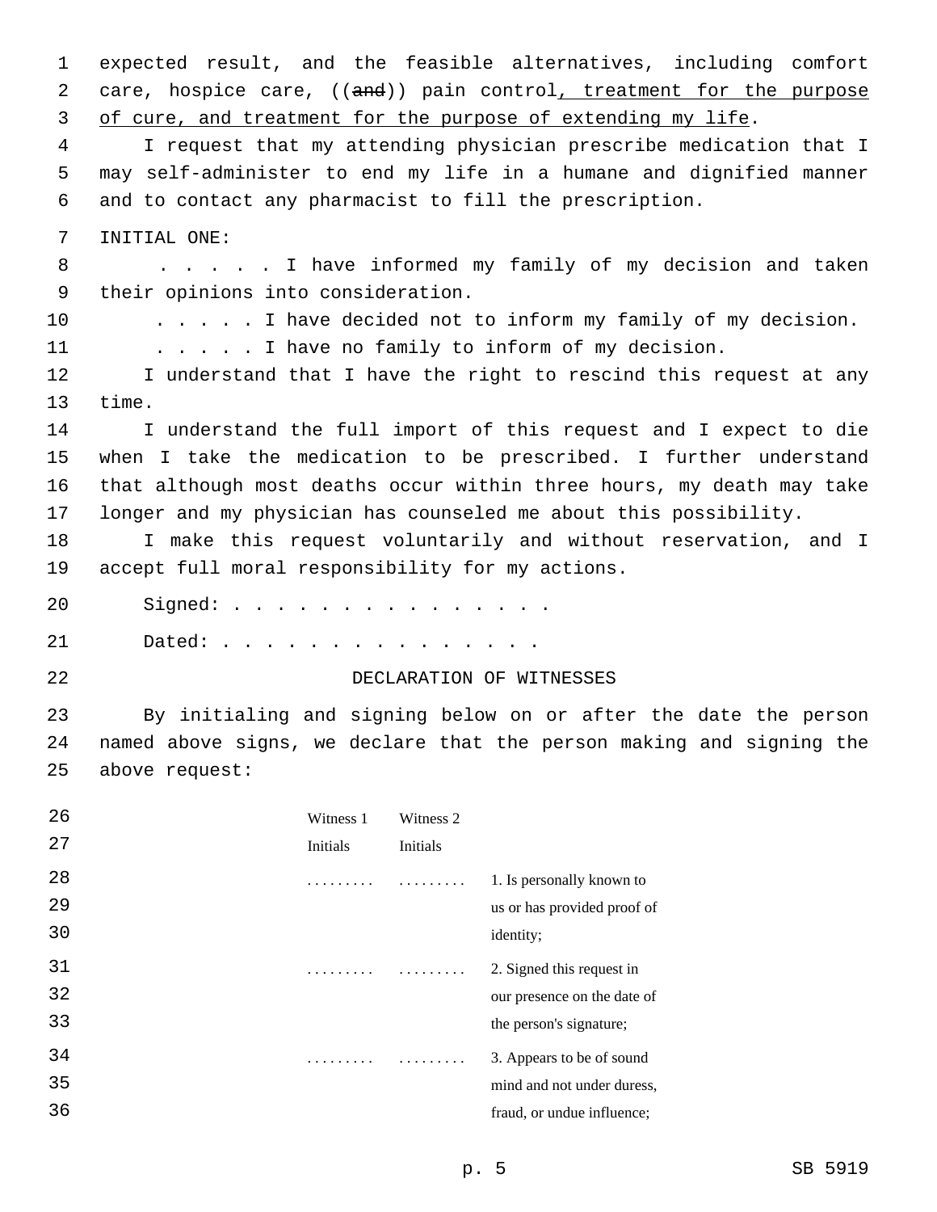expected result, and the feasible alternatives, including comfort care, hospice care, ((~~and~~)) pain control, treatment for the purpose of cure, and treatment for the purpose of extending my life.

I request that my attending physician prescribe medication that I may self-administer to end my life in a humane and dignified manner and to contact any pharmacist to fill the prescription.

INITIAL ONE:

. . . . . I have informed my family of my decision and taken their opinions into consideration.

. . . . . I have decided not to inform my family of my decision.

. . . . . I have no family to inform of my decision.

I understand that I have the right to rescind this request at any time.

I understand the full import of this request and I expect to die when I take the medication to be prescribed. I further understand that although most deaths occur within three hours, my death may take longer and my physician has counseled me about this possibility.

I make this request voluntarily and without reservation, and I accept full moral responsibility for my actions.

Signed: . . . . . . . . . . . . . . .

Dated: . . . . . . . . . . . . . . .

DECLARATION OF WITNESSES

By initialing and signing below on or after the date the person named above signs, we declare that the person making and signing the above request:

| Witness 1 Initials | Witness 2 Initials | |
|---|---|---|
| . . . . . . . . . | . . . . . . . . . | 1. Is personally known to us or has provided proof of identity; |
| . . . . . . . . . | . . . . . . . . . | 2. Signed this request in our presence on the date of the person's signature; |
| . . . . . . . . . | . . . . . . . . . | 3. Appears to be of sound mind and not under duress, fraud, or undue influence; |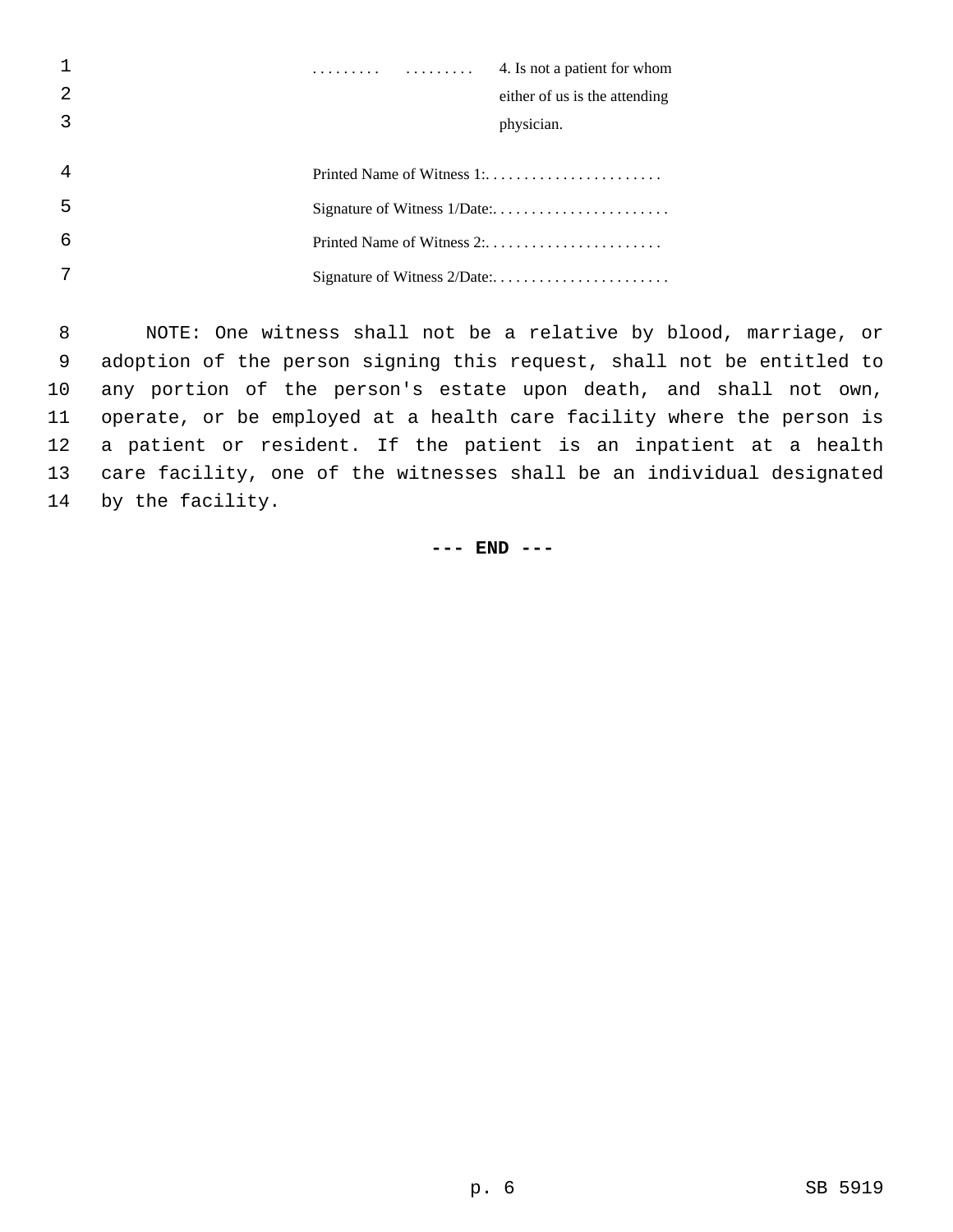| | | |
|---|---|---|
| . . . . . . . . . | . . . . . . . . . | 4. Is not a patient for whom either of us is the attending physician. |

Printed Name of Witness 1:. . . . . . . . . . . . . . . . . . . . . . .

Signature of Witness 1/Date:. . . . . . . . . . . . . . . . . . . . . . .

Printed Name of Witness 2:. . . . . . . . . . . . . . . . . . . . . . .

Signature of Witness 2/Date:. . . . . . . . . . . . . . . . . . . . . . .

NOTE: One witness shall not be a relative by blood, marriage, or adoption of the person signing this request, shall not be entitled to any portion of the person's estate upon death, and shall not own, operate, or be employed at a health care facility where the person is a patient or resident. If the patient is an inpatient at a health care facility, one of the witnesses shall be an individual designated by the facility.

**--- END ---**